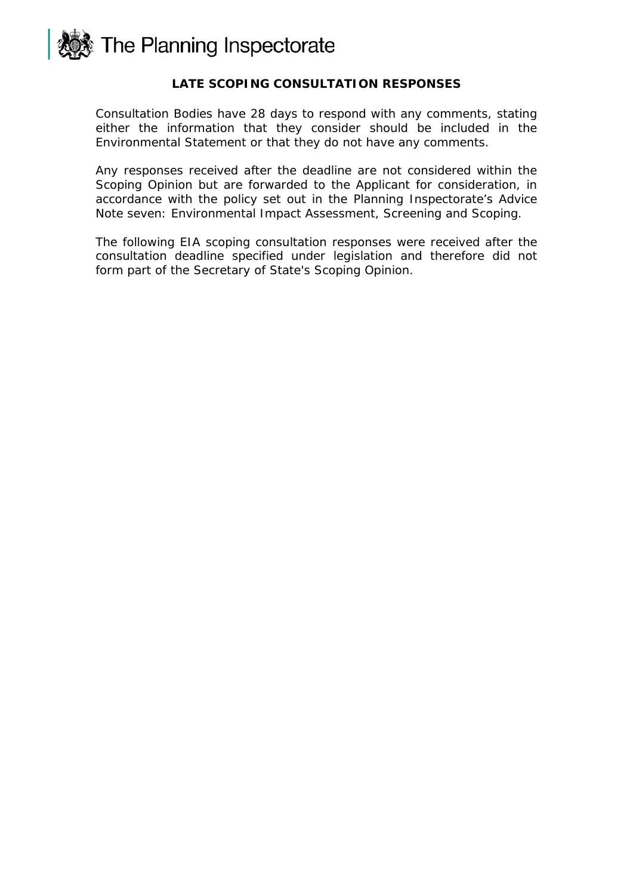The Planning Inspectorate

## LATE SCOPING CONSULTATION RESPONSES

Consultation Bodies have 28 days to respond with any comments, stating either the information that they consider should be included in the Environmental Statement or that they do not have any comments.

Any responses received after the deadline are not considered within the Scoping Opinion but are forwarded to the Applicant for consideration, in accordance with the policy set out in the Planning Inspectorate's Advice Note seven: Environmental Impact Assessment, Screening and Scoping.

The following EIA scoping consultation responses were received after the consultation deadline specified under legislation and therefore did not form part of the Secretary of State's Scoping Opinion.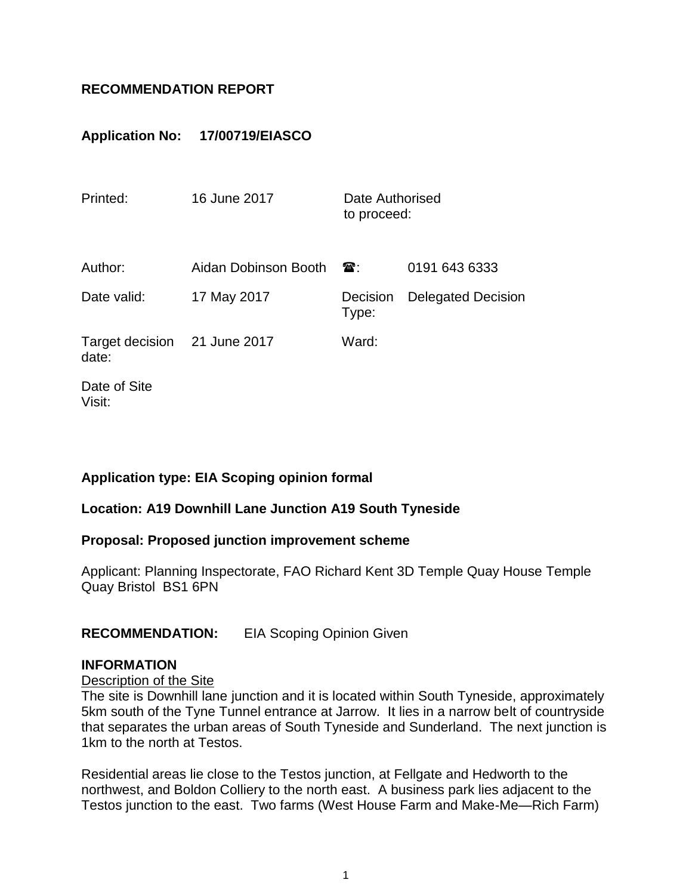# RECOMMENDATION REPORT

**Application No: 17/00719/EIASCO**

| | | | |
|---|---|---|---|
| Printed: | 16 June 2017 | Date Authorised to proceed: | |
| Author: | Aidan Dobinson Booth | ☎: | 0191 643 6333 |
| Date valid: | 17 May 2017 | Decision Type: | Delegated Decision |
| Target decision date: | 21 June 2017 | Ward: | |
| Date of Site Visit: | | | |

**Application type: EIA Scoping opinion formal**

**Location: A19 Downhill Lane Junction A19 South Tyneside**

**Proposal: Proposed junction improvement scheme**

Applicant: Planning Inspectorate, FAO Richard Kent 3D Temple Quay House Temple Quay Bristol BS1 6PN

**RECOMMENDATION:** EIA Scoping Opinion Given

**INFORMATION**

Description of the Site

The site is Downhill lane junction and it is located within South Tyneside, approximately 5km south of the Tyne Tunnel entrance at Jarrow. It lies in a narrow belt of countryside that separates the urban areas of South Tyneside and Sunderland. The next junction is 1km to the north at Testos.

Residential areas lie close to the Testos junction, at Fellgate and Hedworth to the northwest, and Boldon Colliery to the north east. A business park lies adjacent to the Testos junction to the east. Two farms (West House Farm and Make-Me—Rich Farm)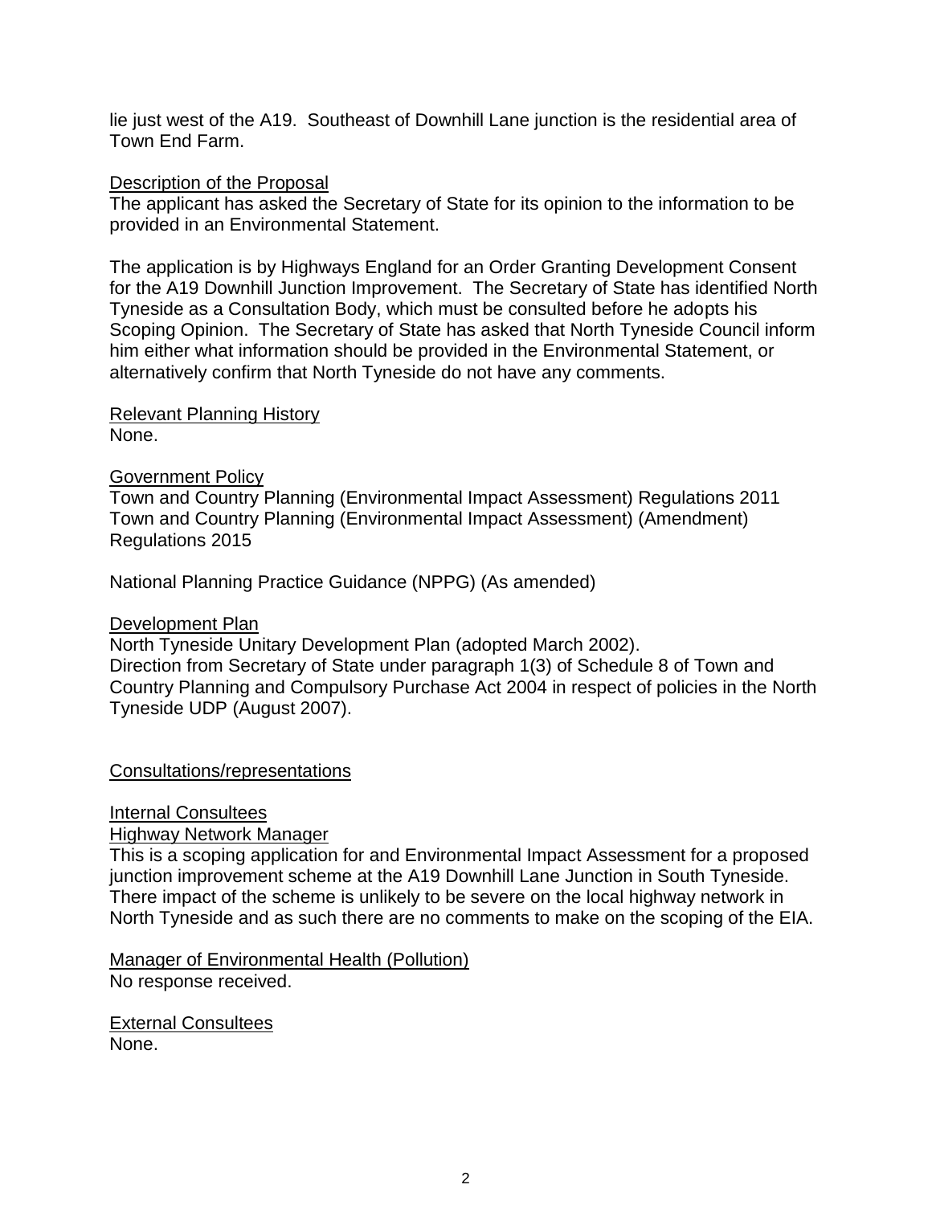lie just west of the A19. Southeast of Downhill Lane junction is the residential area of Town End Farm.

Description of the Proposal

The applicant has asked the Secretary of State for its opinion to the information to be provided in an Environmental Statement.

The application is by Highways England for an Order Granting Development Consent for the A19 Downhill Junction Improvement. The Secretary of State has identified North Tyneside as a Consultation Body, which must be consulted before he adopts his Scoping Opinion. The Secretary of State has asked that North Tyneside Council inform him either what information should be provided in the Environmental Statement, or alternatively confirm that North Tyneside do not have any comments.

Relevant Planning History

None.

Government Policy

Town and Country Planning (Environmental Impact Assessment) Regulations 2011
Town and Country Planning (Environmental Impact Assessment) (Amendment) Regulations 2015

National Planning Practice Guidance (NPPG) (As amended)

Development Plan

North Tyneside Unitary Development Plan (adopted March 2002).
Direction from Secretary of State under paragraph 1(3) of Schedule 8 of Town and Country Planning and Compulsory Purchase Act 2004 in respect of policies in the North Tyneside UDP (August 2007).

Consultations/representations

Internal Consultees

Highway Network Manager

This is a scoping application for and Environmental Impact Assessment for a proposed junction improvement scheme at the A19 Downhill Lane Junction in South Tyneside. There impact of the scheme is unlikely to be severe on the local highway network in North Tyneside and as such there are no comments to make on the scoping of the EIA.

Manager of Environmental Health (Pollution)

No response received.

External Consultees

None.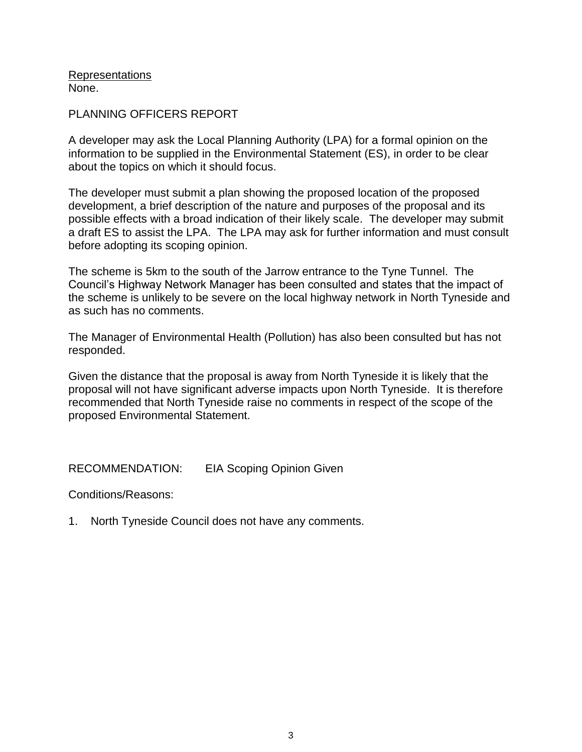Representations
None.

PLANNING OFFICERS REPORT

A developer may ask the Local Planning Authority (LPA) for a formal opinion on the information to be supplied in the Environmental Statement (ES), in order to be clear about the topics on which it should focus.

The developer must submit a plan showing the proposed location of the proposed development, a brief description of the nature and purposes of the proposal and its possible effects with a broad indication of their likely scale. The developer may submit a draft ES to assist the LPA. The LPA may ask for further information and must consult before adopting its scoping opinion.

The scheme is 5km to the south of the Jarrow entrance to the Tyne Tunnel. The Council's Highway Network Manager has been consulted and states that the impact of the scheme is unlikely to be severe on the local highway network in North Tyneside and as such has no comments.

The Manager of Environmental Health (Pollution) has also been consulted but has not responded.

Given the distance that the proposal is away from North Tyneside it is likely that the proposal will not have significant adverse impacts upon North Tyneside. It is therefore recommended that North Tyneside raise no comments in respect of the scope of the proposed Environmental Statement.

RECOMMENDATION: EIA Scoping Opinion Given

Conditions/Reasons:

1. North Tyneside Council does not have any comments.